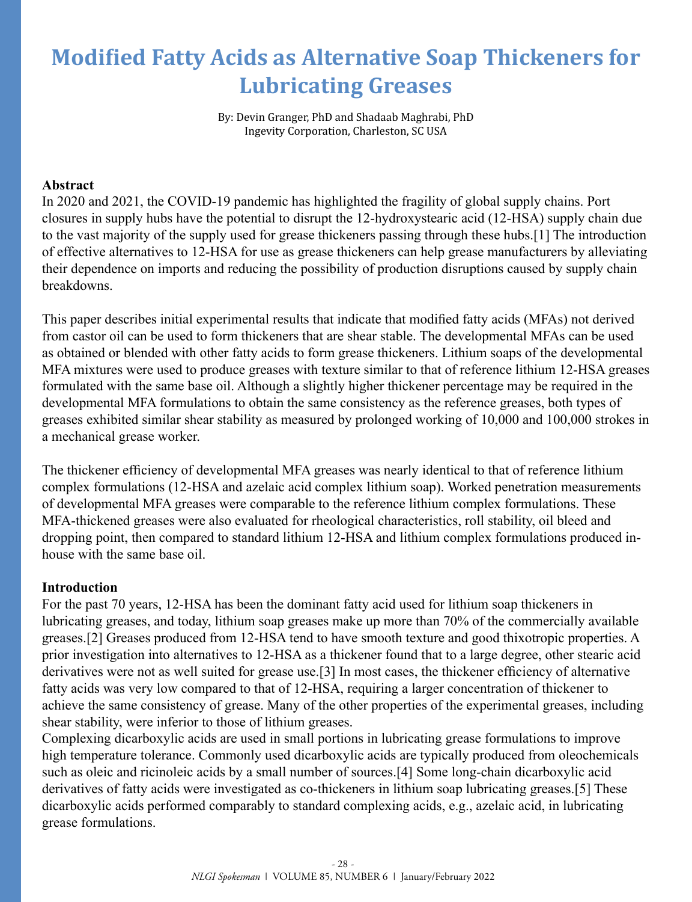# Modified Fatty Acids as Alternative Soap Thickeners for Lubricating Greases

By: Devin Granger, PhD and Shadaab Maghrabi, PhD
Ingevity Corporation, Charleston, SC USA

**Abstract**

In 2020 and 2021, the COVID-19 pandemic has highlighted the fragility of global supply chains. Port closures in supply hubs have the potential to disrupt the 12-hydroxystearic acid (12-HSA) supply chain due to the vast majority of the supply used for grease thickeners passing through these hubs.[1] The introduction of effective alternatives to 12-HSA for use as grease thickeners can help grease manufacturers by alleviating their dependence on imports and reducing the possibility of production disruptions caused by supply chain breakdowns.

This paper describes initial experimental results that indicate that modified fatty acids (MFAs) not derived from castor oil can be used to form thickeners that are shear stable. The developmental MFAs can be used as obtained or blended with other fatty acids to form grease thickeners. Lithium soaps of the developmental MFA mixtures were used to produce greases with texture similar to that of reference lithium 12-HSA greases formulated with the same base oil. Although a slightly higher thickener percentage may be required in the developmental MFA formulations to obtain the same consistency as the reference greases, both types of greases exhibited similar shear stability as measured by prolonged working of 10,000 and 100,000 strokes in a mechanical grease worker.

The thickener efficiency of developmental MFA greases was nearly identical to that of reference lithium complex formulations (12-HSA and azelaic acid complex lithium soap). Worked penetration measurements of developmental MFA greases were comparable to the reference lithium complex formulations. These MFA-thickened greases were also evaluated for rheological characteristics, roll stability, oil bleed and dropping point, then compared to standard lithium 12-HSA and lithium complex formulations produced in-house with the same base oil.

**Introduction**

For the past 70 years, 12-HSA has been the dominant fatty acid used for lithium soap thickeners in lubricating greases, and today, lithium soap greases make up more than 70% of the commercially available greases.[2] Greases produced from 12-HSA tend to have smooth texture and good thixotropic properties. A prior investigation into alternatives to 12-HSA as a thickener found that to a large degree, other stearic acid derivatives were not as well suited for grease use.[3] In most cases, the thickener efficiency of alternative fatty acids was very low compared to that of 12-HSA, requiring a larger concentration of thickener to achieve the same consistency of grease. Many of the other properties of the experimental greases, including shear stability, were inferior to those of lithium greases.

Complexing dicarboxylic acids are used in small portions in lubricating grease formulations to improve high temperature tolerance. Commonly used dicarboxylic acids are typically produced from oleochemicals such as oleic and ricinoleic acids by a small number of sources.[4] Some long-chain dicarboxylic acid derivatives of fatty acids were investigated as co-thickeners in lithium soap lubricating greases.[5] These dicarboxylic acids performed comparably to standard complexing acids, e.g., azelaic acid, in lubricating grease formulations.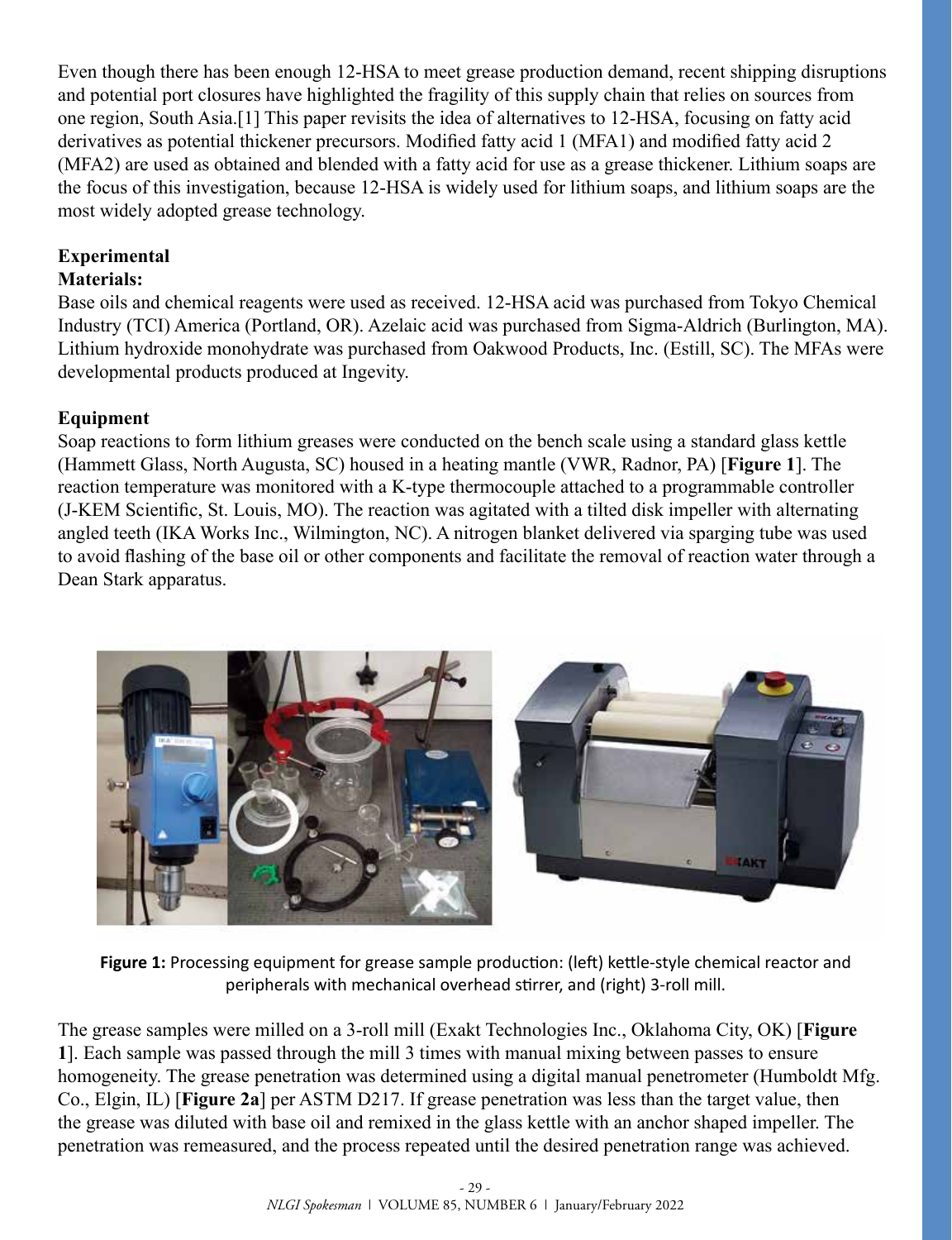Even though there has been enough 12-HSA to meet grease production demand, recent shipping disruptions and potential port closures have highlighted the fragility of this supply chain that relies on sources from one region, South Asia.[1] This paper revisits the idea of alternatives to 12-HSA, focusing on fatty acid derivatives as potential thickener precursors. Modified fatty acid 1 (MFA1) and modified fatty acid 2 (MFA2) are used as obtained and blended with a fatty acid for use as a grease thickener. Lithium soaps are the focus of this investigation, because 12-HSA is widely used for lithium soaps, and lithium soaps are the most widely adopted grease technology.

## Experimental

### Materials:

Base oils and chemical reagents were used as received. 12-HSA acid was purchased from Tokyo Chemical Industry (TCI) America (Portland, OR). Azelaic acid was purchased from Sigma-Aldrich (Burlington, MA). Lithium hydroxide monohydrate was purchased from Oakwood Products, Inc. (Estill, SC). The MFAs were developmental products produced at Ingevity.

### Equipment

Soap reactions to form lithium greases were conducted on the bench scale using a standard glass kettle (Hammett Glass, North Augusta, SC) housed in a heating mantle (VWR, Radnor, PA) [**Figure 1**]. The reaction temperature was monitored with a K-type thermocouple attached to a programmable controller (J-KEM Scientific, St. Louis, MO). The reaction was agitated with a tilted disk impeller with alternating angled teeth (IKA Works Inc., Wilmington, NC). A nitrogen blanket delivered via sparging tube was used to avoid flashing of the base oil or other components and facilitate the removal of reaction water through a Dean Stark apparatus.

**Figure 1:** Processing equipment for grease sample production: (left) kettle-style chemical reactor and peripherals with mechanical overhead stirrer, and (right) 3-roll mill.

The grease samples were milled on a 3-roll mill (Exakt Technologies Inc., Oklahoma City, OK) [**Figure 1**]. Each sample was passed through the mill 3 times with manual mixing between passes to ensure homogeneity. The grease penetration was determined using a digital manual penetrometer (Humboldt Mfg. Co., Elgin, IL) [**Figure 2a**] per ASTM D217. If grease penetration was less than the target value, then the grease was diluted with base oil and remixed in the glass kettle with an anchor shaped impeller. The penetration was remeasured, and the process repeated until the desired penetration range was achieved.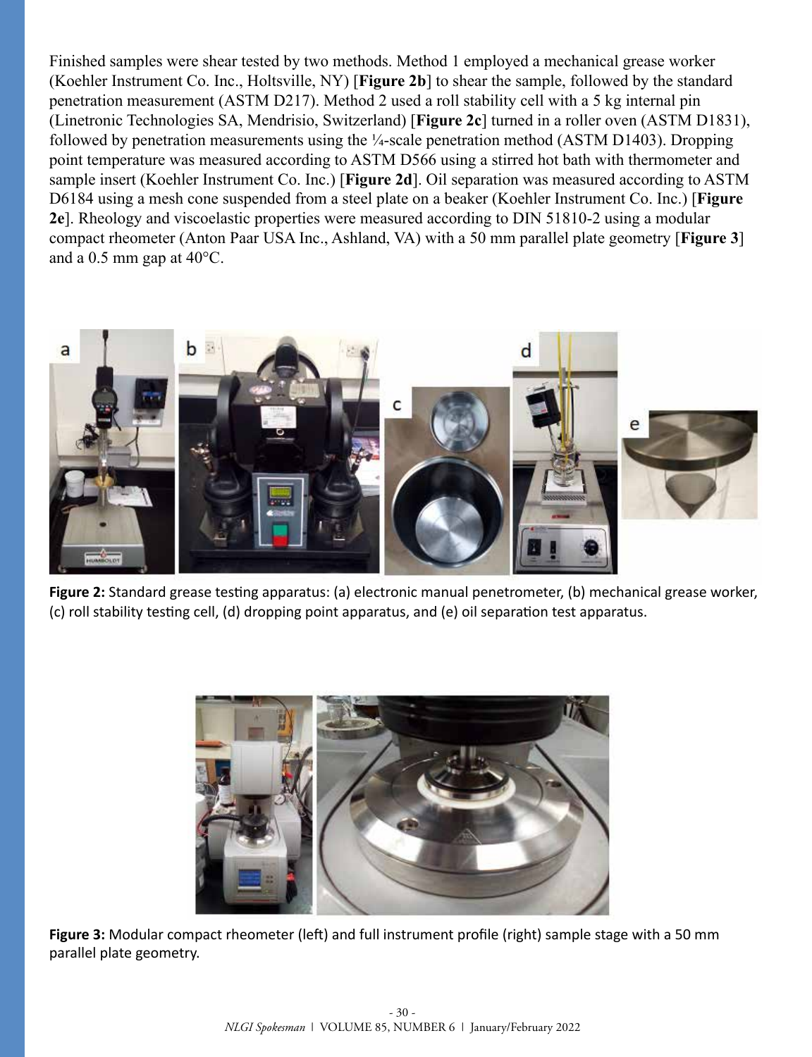Finished samples were shear tested by two methods. Method 1 employed a mechanical grease worker (Koehler Instrument Co. Inc., Holtsville, NY) [**Figure 2b**] to shear the sample, followed by the standard penetration measurement (ASTM D217). Method 2 used a roll stability cell with a 5 kg internal pin (Linetronic Technologies SA, Mendrisio, Switzerland) [**Figure 2c**] turned in a roller oven (ASTM D1831), followed by penetration measurements using the ¼-scale penetration method (ASTM D1403). Dropping point temperature was measured according to ASTM D566 using a stirred hot bath with thermometer and sample insert (Koehler Instrument Co. Inc.) [**Figure 2d**]. Oil separation was measured according to ASTM D6184 using a mesh cone suspended from a steel plate on a beaker (Koehler Instrument Co. Inc.) [**Figure 2e**]. Rheology and viscoelastic properties were measured according to DIN 51810-2 using a modular compact rheometer (Anton Paar USA Inc., Ashland, VA) with a 50 mm parallel plate geometry [**Figure 3**] and a 0.5 mm gap at 40°C.

**Figure 2:** Standard grease testing apparatus: (a) electronic manual penetrometer, (b) mechanical grease worker, (c) roll stability testing cell, (d) dropping point apparatus, and (e) oil separation test apparatus.

**Figure 3:** Modular compact rheometer (left) and full instrument profile (right) sample stage with a 50 mm parallel plate geometry.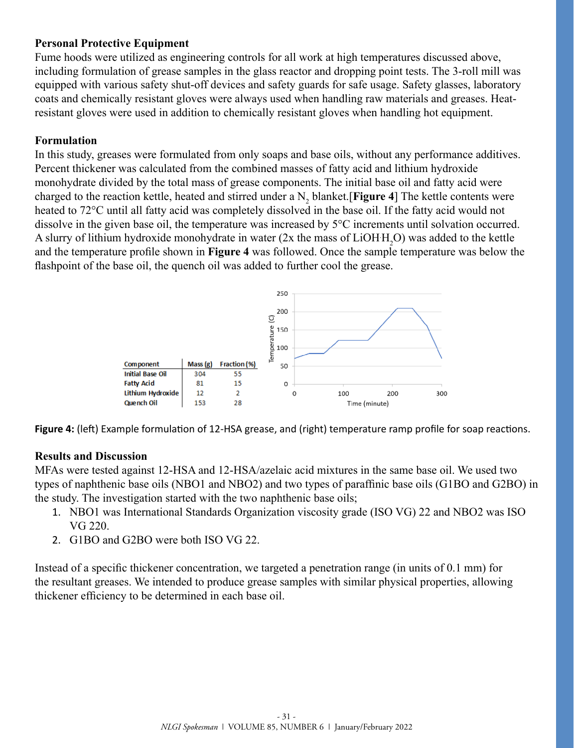## Personal Protective Equipment

Fume hoods were utilized as engineering controls for all work at high temperatures discussed above, including formulation of grease samples in the glass reactor and dropping point tests. The 3-roll mill was equipped with various safety shut-off devices and safety guards for safe usage. Safety glasses, laboratory coats and chemically resistant gloves were always used when handling raw materials and greases. Heat-resistant gloves were used in addition to chemically resistant gloves when handling hot equipment.

## Formulation

In this study, greases were formulated from only soaps and base oils, without any performance additives. Percent thickener was calculated from the combined masses of fatty acid and lithium hydroxide monohydrate divided by the total mass of grease components. The initial base oil and fatty acid were charged to the reaction kettle, heated and stirred under a $N_2$ blanket.[**Figure 4**] The kettle contents were heated to 72°C until all fatty acid was completely dissolved in the base oil. If the fatty acid would not dissolve in the given base oil, the temperature was increased by 5°C increments until solvation occurred. A slurry of lithium hydroxide monohydrate in water (2x the mass of $LiOH{\cdot}H_2O$) was added to the kettle and the temperature profile shown in **Figure 4** was followed. Once the sample temperature was below the flashpoint of the base oil, the quench oil was added to further cool the grease.

| Component | Mass (g) | Fraction (%) |
|---|---|---|
| Initial Base Oil | 304 | 55 |
| Fatty Acid | 81 | 15 |
| Lithium Hydroxide | 12 | 2 |
| Quench Oil | 153 | 28 |

**Figure 4:** (left) Example formulation of 12-HSA grease, and (right) temperature ramp profile for soap reactions.

## Results and Discussion

MFAs were tested against 12-HSA and 12-HSA/azelaic acid mixtures in the same base oil. We used two types of naphthenic base oils (NBO1 and NBO2) and two types of paraffinic base oils (G1BO and G2BO) in the study. The investigation started with the two naphthenic base oils;

1. NBO1 was International Standards Organization viscosity grade (ISO VG) 22 and NBO2 was ISO VG 220.
2. G1BO and G2BO were both ISO VG 22.

Instead of a specific thickener concentration, we targeted a penetration range (in units of 0.1 mm) for the resultant greases. We intended to produce grease samples with similar physical properties, allowing thickener efficiency to be determined in each base oil.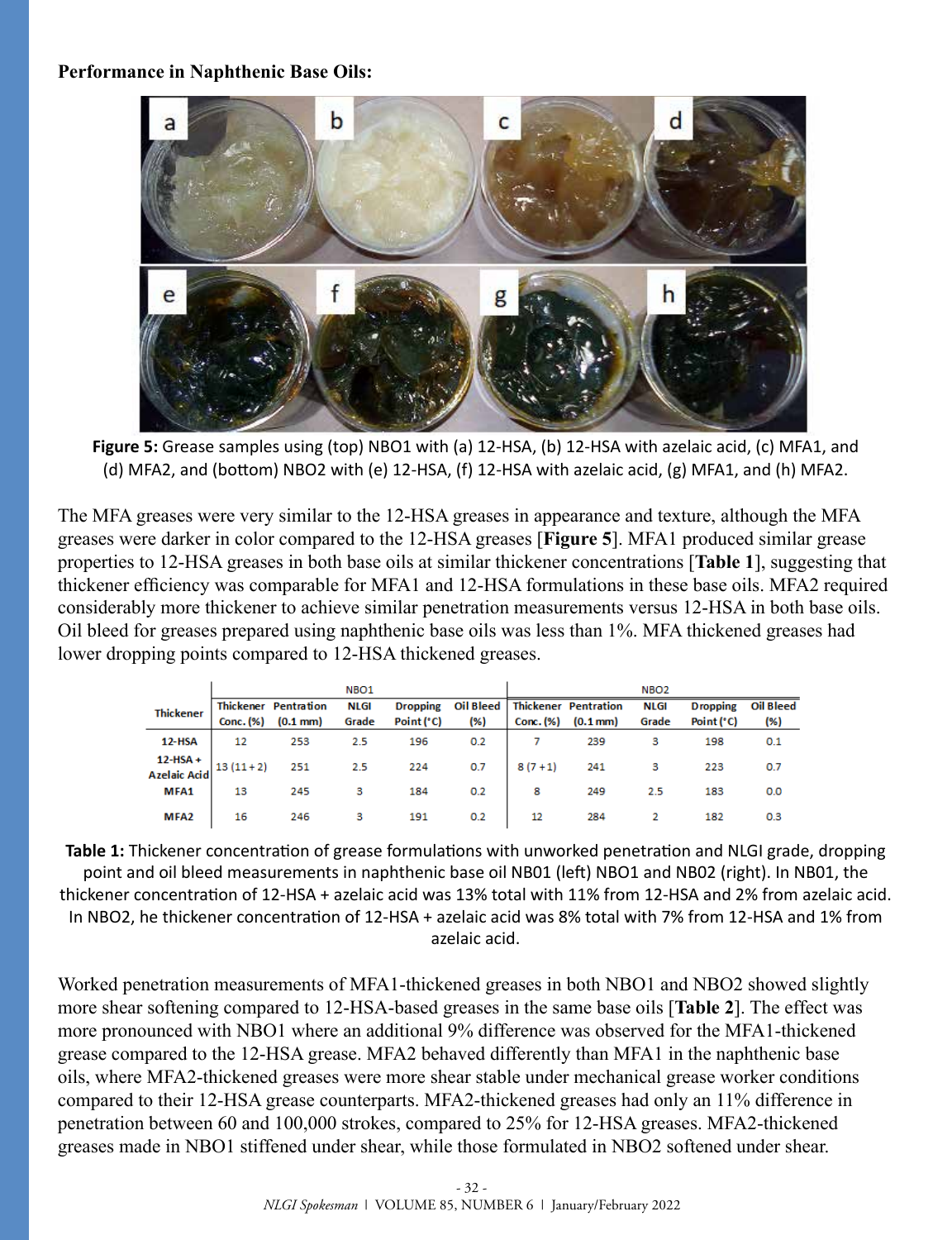**Performance in Naphthenic Base Oils:**

**Figure 5:** Grease samples using (top) NBO1 with (a) 12-HSA, (b) 12-HSA with azelaic acid, (c) MFA1, and (d) MFA2, and (bottom) NBO2 with (e) 12-HSA, (f) 12-HSA with azelaic acid, (g) MFA1, and (h) MFA2.

The MFA greases were very similar to the 12-HSA greases in appearance and texture, although the MFA greases were darker in color compared to the 12-HSA greases [**Figure 5**]. MFA1 produced similar grease properties to 12-HSA greases in both base oils at similar thickener concentrations [**Table 1**], suggesting that thickener efficiency was comparable for MFA1 and 12-HSA formulations in these base oils. MFA2 required considerably more thickener to achieve similar penetration measurements versus 12-HSA in both base oils. Oil bleed for greases prepared using naphthenic base oils was less than 1%. MFA thickened greases had lower dropping points compared to 12-HSA thickened greases.

| Thickener | NBO1 | | | | | NBO2 | | | | |
|---|---|---|---|---|---|---|---|---|---|---|
| | Thickener Conc. (%) | Pentration (0.1 mm) | NLGI Grade | Dropping Point (°C) | Oil Bleed (%) | Thickener Conc. (%) | Pentration (0.1 mm) | NLGI Grade | Dropping Point (°C) | Oil Bleed (%) |
| 12-HSA | 12 | 253 | 2.5 | 196 | 0.2 | 7 | 239 | 3 | 198 | 0.1 |
| 12-HSA + Azelaic Acid | 13 (11 + 2) | 251 | 2.5 | 224 | 0.7 | 8 (7 + 1) | 241 | 3 | 223 | 0.7 |
| MFA1 | 13 | 245 | 3 | 184 | 0.2 | 8 | 249 | 2.5 | 183 | 0.0 |
| MFA2 | 16 | 246 | 3 | 191 | 0.2 | 12 | 284 | 2 | 182 | 0.3 |

**Table 1:** Thickener concentration of grease formulations with unworked penetration and NLGI grade, dropping point and oil bleed measurements in naphthenic base oil NB01 (left) NBO1 and NBO2 (right). In NB01, the thickener concentration of 12-HSA + azelaic acid was 13% total with 11% from 12-HSA and 2% from azelaic acid. In NBO2, he thickener concentration of 12-HSA + azelaic acid was 8% total with 7% from 12-HSA and 1% from azelaic acid.

Worked penetration measurements of MFA1-thickened greases in both NBO1 and NBO2 showed slightly more shear softening compared to 12-HSA-based greases in the same base oils [**Table 2**]. The effect was more pronounced with NBO1 where an additional 9% difference was observed for the MFA1-thickened grease compared to the 12-HSA grease. MFA2 behaved differently than MFA1 in the naphthenic base oils, where MFA2-thickened greases were more shear stable under mechanical grease worker conditions compared to their 12-HSA grease counterparts. MFA2-thickened greases had only an 11% difference in penetration between 60 and 100,000 strokes, compared to 25% for 12-HSA greases. MFA2-thickened greases made in NBO1 stiffened under shear, while those formulated in NBO2 softened under shear.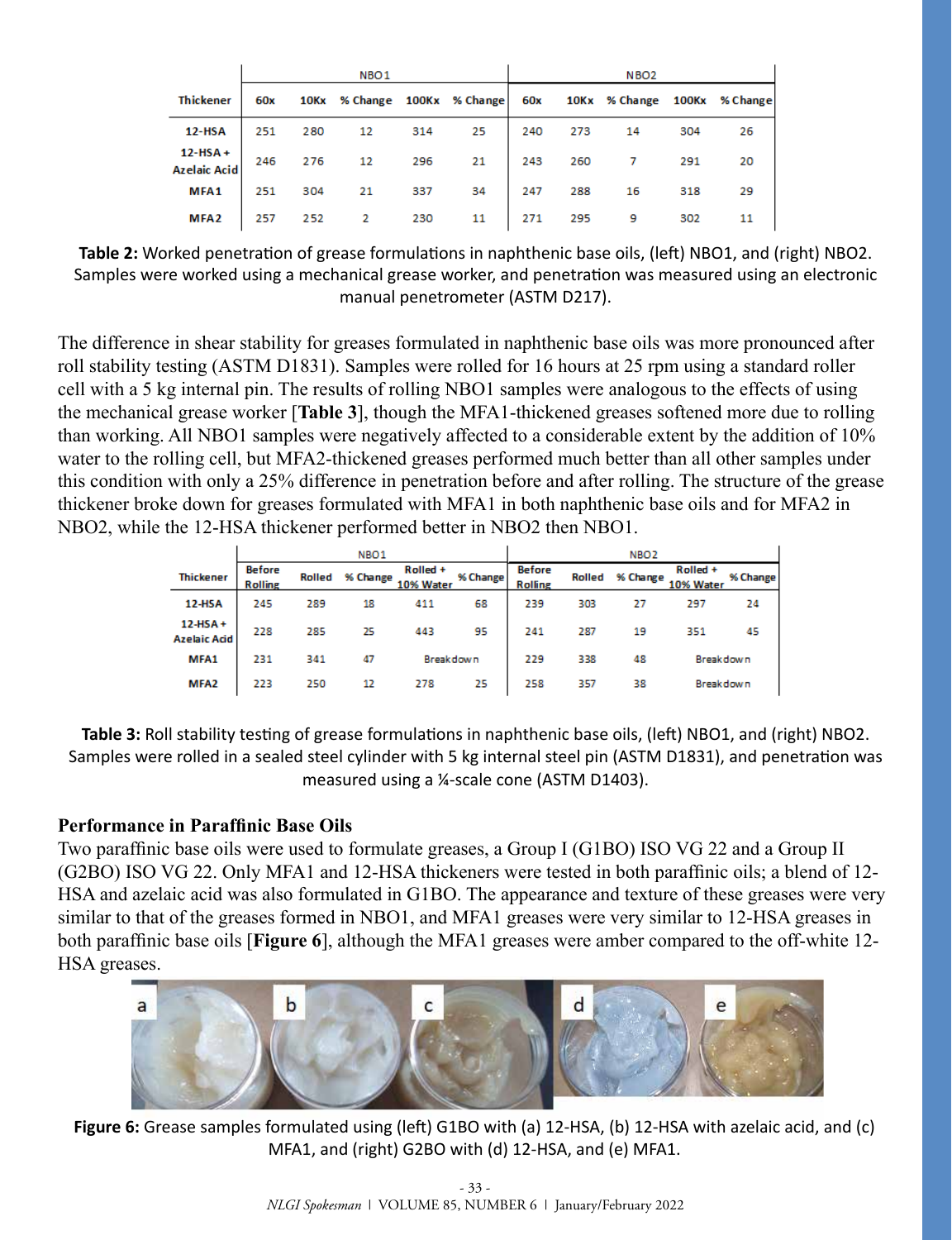| Thickener | NBO1 | | | | | NBO2 | | | | |
|---|---|---|---|---|---|---|---|---|---|---|
| | 60x | 10Kx | % Change | 100Kx | % Change | 60x | 10Kx | % Change | 100Kx | % Change |
| 12-HSA | 251 | 280 | 12 | 314 | 25 | 240 | 273 | 14 | 304 | 26 |
| 12-HSA + Azelaic Acid | 246 | 276 | 12 | 296 | 21 | 243 | 260 | 7 | 291 | 20 |
| MFA1 | 251 | 304 | 21 | 337 | 34 | 247 | 288 | 16 | 318 | 29 |
| MFA2 | 257 | 252 | 2 | 230 | 11 | 271 | 295 | 9 | 302 | 11 |

**Table 2:** Worked penetration of grease formulations in naphthenic base oils, (left) NBO1, and (right) NBO2. Samples were worked using a mechanical grease worker, and penetration was measured using an electronic manual penetrometer (ASTM D217).

The difference in shear stability for greases formulated in naphthenic base oils was more pronounced after roll stability testing (ASTM D1831). Samples were rolled for 16 hours at 25 rpm using a standard roller cell with a 5 kg internal pin. The results of rolling NBO1 samples were analogous to the effects of using the mechanical grease worker [**Table 3**], though the MFA1-thickened greases softened more due to rolling than working. All NBO1 samples were negatively affected to a considerable extent by the addition of 10% water to the rolling cell, but MFA2-thickened greases performed much better than all other samples under this condition with only a 25% difference in penetration before and after rolling. The structure of the grease thickener broke down for greases formulated with MFA1 in both naphthenic base oils and for MFA2 in NBO2, while the 12-HSA thickener performed better in NBO2 then NBO1.

| Thickener | NBO1 | | | | | NBO2 | | | | |
|---|---|---|---|---|---|---|---|---|---|---|
| | Before Rolling | Rolled | % Change | Rolled + 10% Water | % Change | Before Rolling | Rolled | % Change | Rolled + 10% Water | % Change |
| 12-HSA | 245 | 289 | 18 | 411 | 68 | 239 | 303 | 27 | 297 | 24 |
| 12-HSA + Azelaic Acid | 228 | 285 | 25 | 443 | 95 | 241 | 287 | 19 | 351 | 45 |
| MFA1 | 231 | 341 | 47 | Breakdown | | 229 | 338 | 48 | Breakdown | |
| MFA2 | 223 | 250 | 12 | 278 | 25 | 258 | 357 | 38 | Breakdown | |

**Table 3:** Roll stability testing of grease formulations in naphthenic base oils, (left) NBO1, and (right) NBO2. Samples were rolled in a sealed steel cylinder with 5 kg internal steel pin (ASTM D1831), and penetration was measured using a ¼-scale cone (ASTM D1403).

### Performance in Paraffinic Base Oils

Two paraffinic base oils were used to formulate greases, a Group I (G1BO) ISO VG 22 and a Group II (G2BO) ISO VG 22. Only MFA1 and 12-HSA thickeners were tested in both paraffinic oils; a blend of 12-HSA and azelaic acid was also formulated in G1BO. The appearance and texture of these greases were very similar to that of the greases formed in NBO1, and MFA1 greases were very similar to 12-HSA greases in both paraffinic base oils [**Figure 6**], although the MFA1 greases were amber compared to the off-white 12-HSA greases.

**Figure 6:** Grease samples formulated using (left) G1BO with (a) 12-HSA, (b) 12-HSA with azelaic acid, and (c) MFA1, and (right) G2BO with (d) 12-HSA, and (e) MFA1.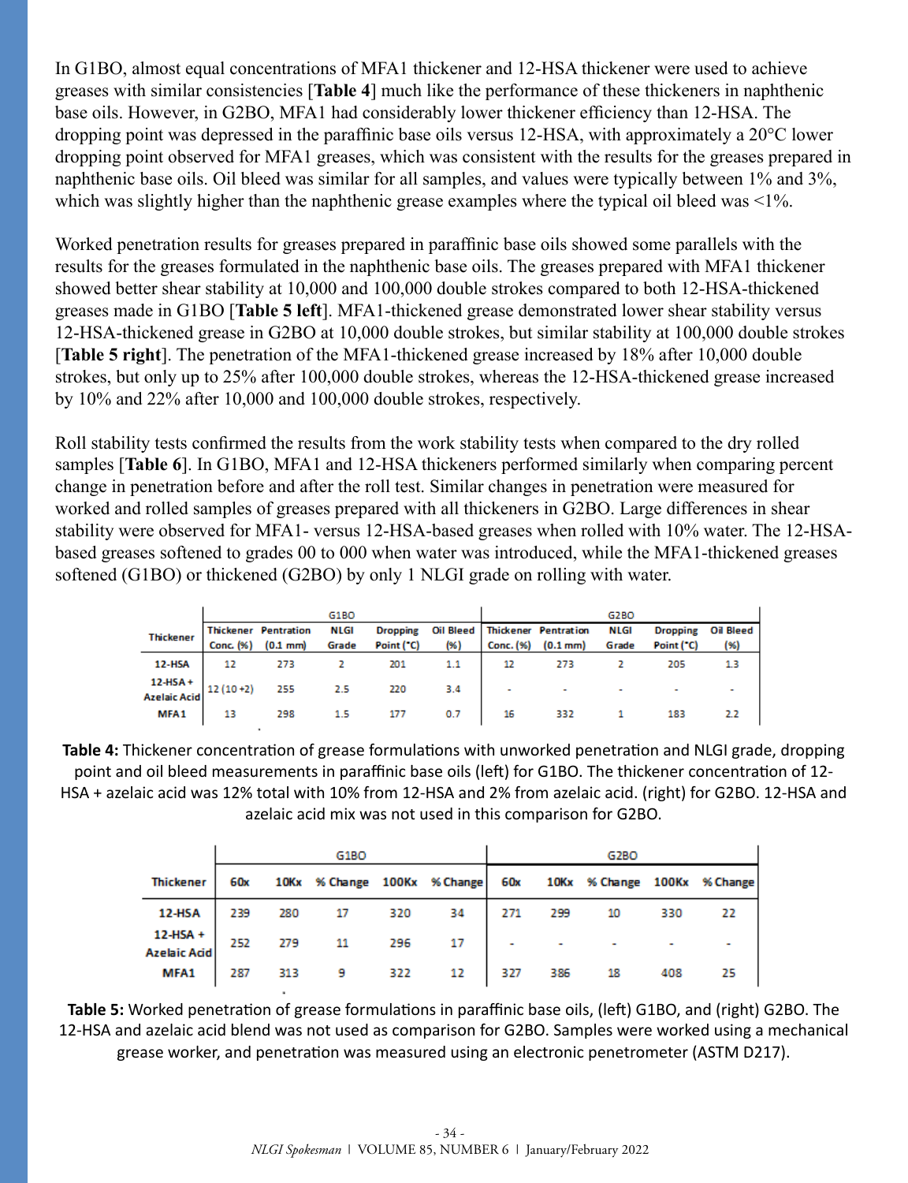In G1BO, almost equal concentrations of MFA1 thickener and 12-HSA thickener were used to achieve greases with similar consistencies [**Table 4**] much like the performance of these thickeners in naphthenic base oils. However, in G2BO, MFA1 had considerably lower thickener efficiency than 12-HSA. The dropping point was depressed in the paraffinic base oils versus 12-HSA, with approximately a 20°C lower dropping point observed for MFA1 greases, which was consistent with the results for the greases prepared in naphthenic base oils. Oil bleed was similar for all samples, and values were typically between 1% and 3%, which was slightly higher than the naphthenic grease examples where the typical oil bleed was <1%.

Worked penetration results for greases prepared in paraffinic base oils showed some parallels with the results for the greases formulated in the naphthenic base oils. The greases prepared with MFA1 thickener showed better shear stability at 10,000 and 100,000 double strokes compared to both 12-HSA-thickened greases made in G1BO [**Table 5 left**]. MFA1-thickened grease demonstrated lower shear stability versus 12-HSA-thickened grease in G2BO at 10,000 double strokes, but similar stability at 100,000 double strokes [**Table 5 right**]. The penetration of the MFA1-thickened grease increased by 18% after 10,000 double strokes, but only up to 25% after 100,000 double strokes, whereas the 12-HSA-thickened grease increased by 10% and 22% after 10,000 and 100,000 double strokes, respectively.

Roll stability tests confirmed the results from the work stability tests when compared to the dry rolled samples [**Table 6**]. In G1BO, MFA1 and 12-HSA thickeners performed similarly when comparing percent change in penetration before and after the roll test. Similar changes in penetration were measured for worked and rolled samples of greases prepared with all thickeners in G2BO. Large differences in shear stability were observed for MFA1- versus 12-HSA-based greases when rolled with 10% water. The 12-HSA-based greases softened to grades 00 to 000 when water was introduced, while the MFA1-thickened greases softened (G1BO) or thickened (G2BO) by only 1 NLGI grade on rolling with water.

| Thickener | G1BO | | | | | G2BO | | | | |
|---|---|---|---|---|---|---|---|---|---|---|
| | Thickener Conc. (%) | Pentration (0.1 mm) | NLGI Grade | Dropping Point (°C) | Oil Bleed (%) | Thickener Conc. (%) | Pentration (0.1 mm) | NLGI Grade | Dropping Point (°C) | Oil Bleed (%) |
| 12-HSA | 12 | 273 | 2 | 201 | 1.1 | 12 | 273 | 2 | 205 | 1.3 |
| 12-HSA + Azelaic Acid | 12 (10 +2) | 255 | 2.5 | 220 | 3.4 | - | - | - | - | - |
| MFA1 | 13 | 298 | 1.5 | 177 | 0.7 | 16 | 332 | 1 | 183 | 2.2 |

**Table 4:** Thickener concentration of grease formulations with unworked penetration and NLGI grade, dropping point and oil bleed measurements in paraffinic base oils (left) for G1BO. The thickener concentration of 12-HSA + azelaic acid was 12% total with 10% from 12-HSA and 2% from azelaic acid. (right) for G2BO. 12-HSA and azelaic acid mix was not used in this comparison for G2BO.

| Thickener | G1BO | | | | | G2BO | | | | |
|---|---|---|---|---|---|---|---|---|---|---|
| | 60x | 10Kx | % Change | 100Kx | % Change | 60x | 10Kx | % Change | 100Kx | % Change |
| 12-HSA | 239 | 280 | 17 | 320 | 34 | 271 | 299 | 10 | 330 | 22 |
| 12-HSA + Azelaic Acid | 252 | 279 | 11 | 296 | 17 | - | - | - | - | - |
| MFA1 | 287 | 313 | 9 | 322 | 12 | 327 | 386 | 18 | 408 | 25 |

**Table 5:** Worked penetration of grease formulations in paraffinic base oils, (left) G1BO, and (right) G2BO. The 12-HSA and azelaic acid blend was not used as comparison for G2BO. Samples were worked using a mechanical grease worker, and penetration was measured using an electronic penetrometer (ASTM D217).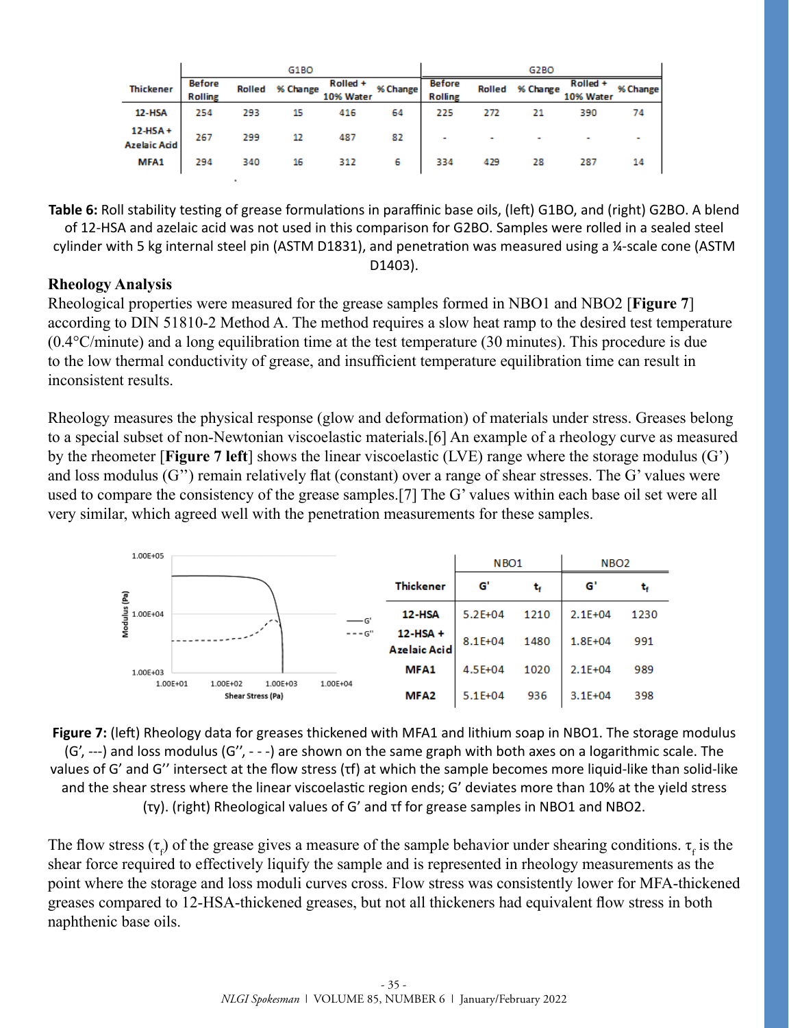| Thickener | G1BO | | | | | G2BO | | | | |
|---|---|---|---|---|---|---|---|---|---|---|
| | Before Rolling | Rolled | % Change | Rolled + 10% Water | % Change | Before Rolling | Rolled | % Change | Rolled + 10% Water | % Change |
| 12-HSA | 254 | 293 | 15 | 416 | 64 | 225 | 272 | 21 | 390 | 74 |
| 12-HSA + Azelaic Acid | 267 | 299 | 12 | 487 | 82 | - | - | - | - | - |
| MFA1 | 294 | 340 | 16 | 312 | 6 | 334 | 429 | 28 | 287 | 14 |

**Table 6:** Roll stability testing of grease formulations in paraffinic base oils, (left) G1BO, and (right) G2BO. A blend of 12-HSA and azelaic acid was not used in this comparison for G2BO. Samples were rolled in a sealed steel cylinder with 5 kg internal steel pin (ASTM D1831), and penetration was measured using a ¼-scale cone (ASTM D1403).

**Rheology Analysis**

Rheological properties were measured for the grease samples formed in NBO1 and NBO2 [**Figure 7**] according to DIN 51810-2 Method A. The method requires a slow heat ramp to the desired test temperature (0.4°C/minute) and a long equilibration time at the test temperature (30 minutes). This procedure is due to the low thermal conductivity of grease, and insufficient temperature equilibration time can result in inconsistent results.

Rheology measures the physical response (glow and deformation) of materials under stress. Greases belong to a special subset of non-Newtonian viscoelastic materials.[6] An example of a rheology curve as measured by the rheometer [**Figure 7 left**] shows the linear viscoelastic (LVE) range where the storage modulus (G') and loss modulus (G'') remain relatively flat (constant) over a range of shear stresses. The G' values were used to compare the consistency of the grease samples.[7] The G' values within each base oil set were all very similar, which agreed well with the penetration measurements for these samples.

| Thickener | NBO1 | | NBO2 | |
|---|---|---|---|---|
| | G' | $t_f$ | G' | $t_f$ |
| 12-HSA | 5.2E+04 | 1210 | 2.1E+04 | 1230 |
| 12-HSA + Azelaic Acid | 8.1E+04 | 1480 | 1.8E+04 | 991 |
| MFA1 | 4.5E+04 | 1020 | 2.1E+04 | 989 |
| MFA2 | 5.1E+04 | 936 | 3.1E+04 | 398 |

**Figure 7:** (left) Rheology data for greases thickened with MFA1 and lithium soap in NBO1. The storage modulus (G', ---) and loss modulus (G'', - - -) are shown on the same graph with both axes on a logarithmic scale. The values of G' and G'' intersect at the flow stress ($\tau$f) at which the sample becomes more liquid-like than solid-like and the shear stress where the linear viscoelastic region ends; G' deviates more than 10% at the yield stress ($\tau$y). (right) Rheological values of G' and $\tau$f for grease samples in NBO1 and NBO2.

The flow stress ($\tau_f$) of the grease gives a measure of the sample behavior under shearing conditions. $\tau_f$ is the shear force required to effectively liquify the sample and is represented in rheology measurements as the point where the storage and loss moduli curves cross. Flow stress was consistently lower for MFA-thickened greases compared to 12-HSA-thickened greases, but not all thickeners had equivalent flow stress in both naphthenic base oils.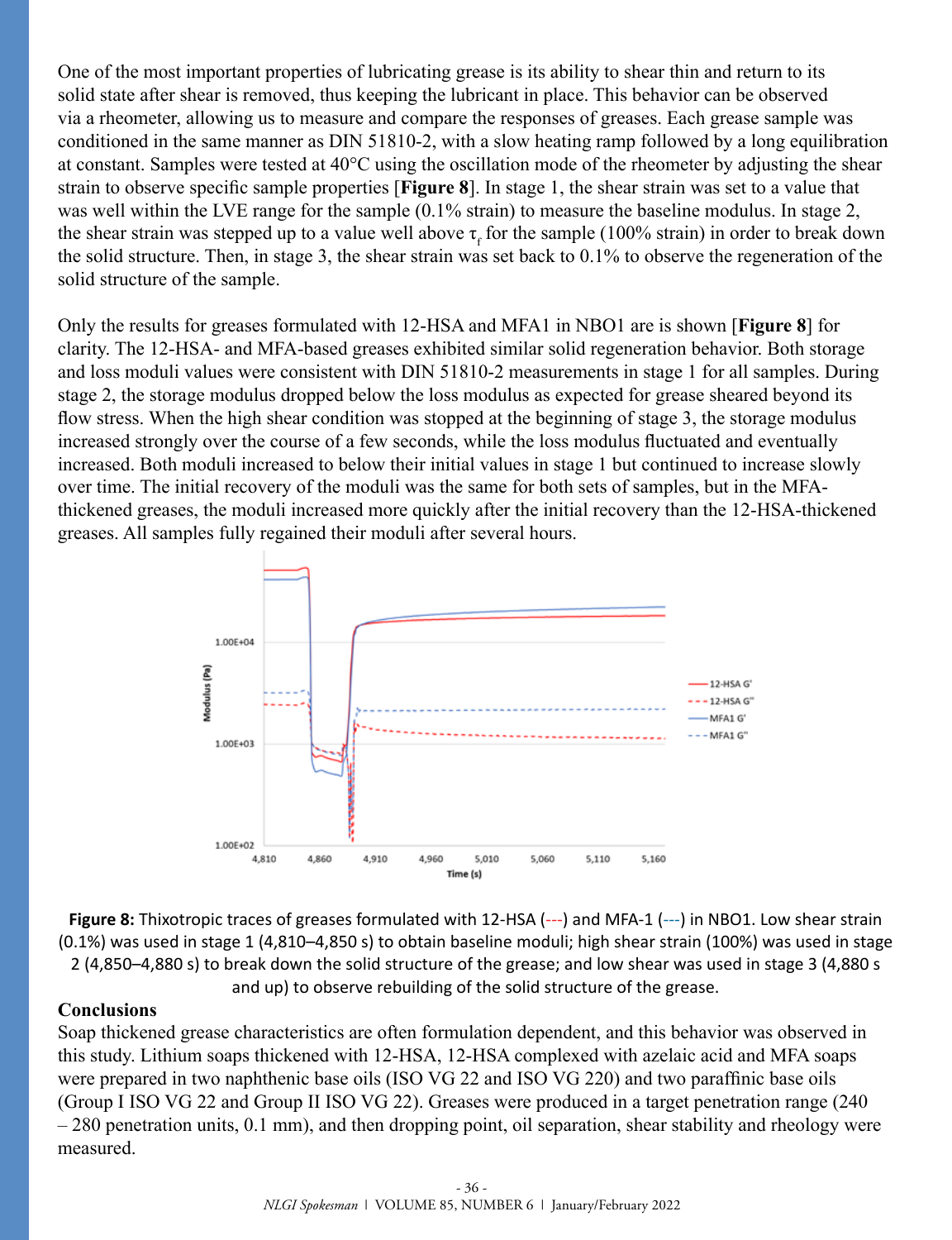One of the most important properties of lubricating grease is its ability to shear thin and return to its solid state after shear is removed, thus keeping the lubricant in place. This behavior can be observed via a rheometer, allowing us to measure and compare the responses of greases. Each grease sample was conditioned in the same manner as DIN 51810-2, with a slow heating ramp followed by a long equilibration at constant. Samples were tested at 40°C using the oscillation mode of the rheometer by adjusting the shear strain to observe specific sample properties [**Figure 8**]. In stage 1, the shear strain was set to a value that was well within the LVE range for the sample (0.1% strain) to measure the baseline modulus. In stage 2, the shear strain was stepped up to a value well above $\tau_f$ for the sample (100% strain) in order to break down the solid structure. Then, in stage 3, the shear strain was set back to 0.1% to observe the regeneration of the solid structure of the sample.

Only the results for greases formulated with 12-HSA and MFA1 in NBO1 are is shown [**Figure 8**] for clarity. The 12-HSA- and MFA-based greases exhibited similar solid regeneration behavior. Both storage and loss moduli values were consistent with DIN 51810-2 measurements in stage 1 for all samples. During stage 2, the storage modulus dropped below the loss modulus as expected for grease sheared beyond its flow stress. When the high shear condition was stopped at the beginning of stage 3, the storage modulus increased strongly over the course of a few seconds, while the loss modulus fluctuated and eventually increased. Both moduli increased to below their initial values in stage 1 but continued to increase slowly over time. The initial recovery of the moduli was the same for both sets of samples, but in the MFA-thickened greases, the moduli increased more quickly after the initial recovery than the 12-HSA-thickened greases. All samples fully regained their moduli after several hours.

**Figure 8:** Thixotropic traces of greases formulated with 12-HSA (---) and MFA-1 (---) in NBO1. Low shear strain (0.1%) was used in stage 1 (4,810–4,850 s) to obtain baseline moduli; high shear strain (100%) was used in stage 2 (4,850–4,880 s) to break down the solid structure of the grease; and low shear was used in stage 3 (4,880 s and up) to observe rebuilding of the solid structure of the grease.

## Conclusions

Soap thickened grease characteristics are often formulation dependent, and this behavior was observed in this study. Lithium soaps thickened with 12-HSA, 12-HSA complexed with azelaic acid and MFA soaps were prepared in two naphthenic base oils (ISO VG 22 and ISO VG 220) and two paraffinic base oils (Group I ISO VG 22 and Group II ISO VG 22). Greases were produced in a target penetration range (240 – 280 penetration units, 0.1 mm), and then dropping point, oil separation, shear stability and rheology were measured.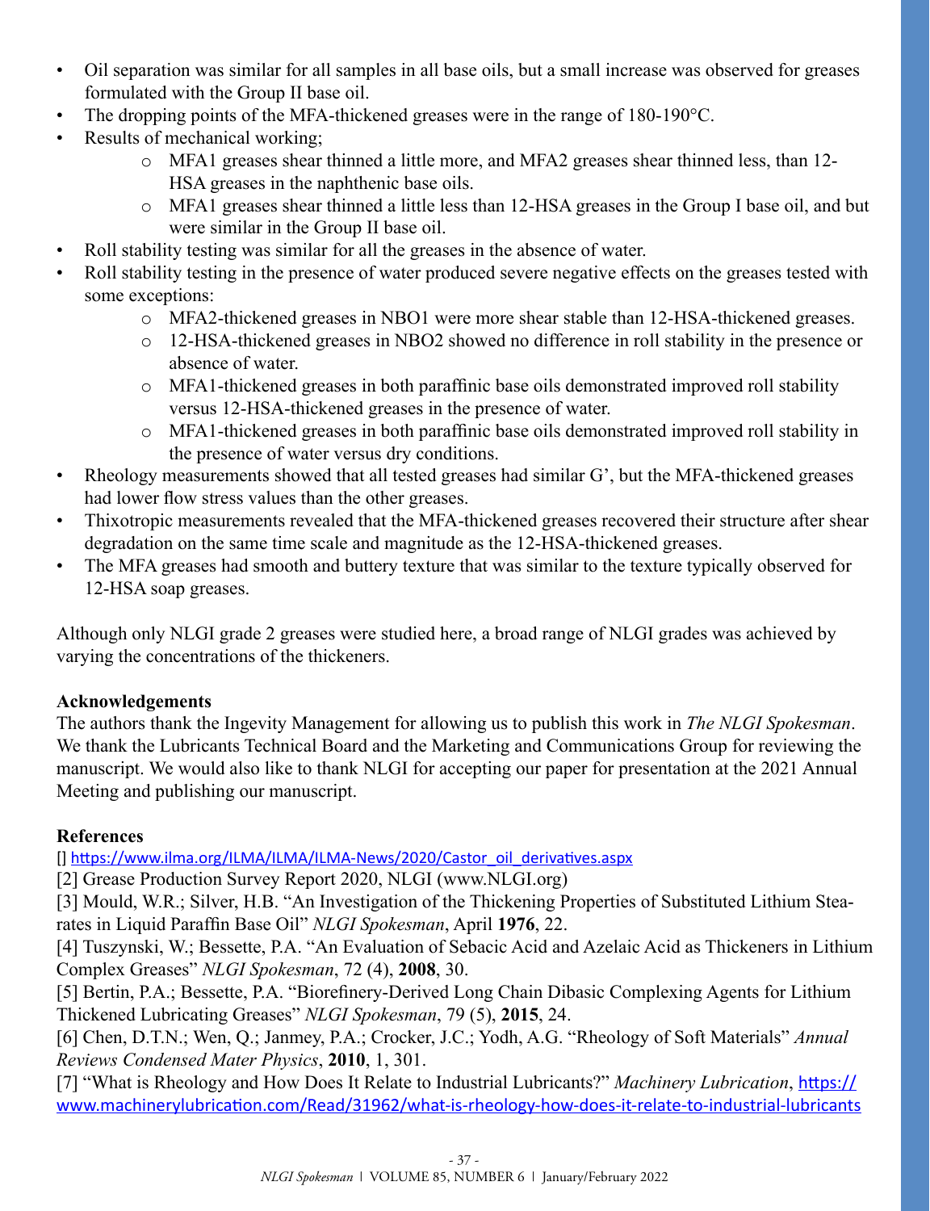- Oil separation was similar for all samples in all base oils, but a small increase was observed for greases formulated with the Group II base oil.
- The dropping points of the MFA-thickened greases were in the range of 180-190°C.
- Results of mechanical working;
    - MFA1 greases shear thinned a little more, and MFA2 greases shear thinned less, than 12-HSA greases in the naphthenic base oils.
    - MFA1 greases shear thinned a little less than 12-HSA greases in the Group I base oil, and but were similar in the Group II base oil.
- Roll stability testing was similar for all the greases in the absence of water.
- Roll stability testing in the presence of water produced severe negative effects on the greases tested with some exceptions:
    - MFA2-thickened greases in NBO1 were more shear stable than 12-HSA-thickened greases.
    - 12-HSA-thickened greases in NBO2 showed no difference in roll stability in the presence or absence of water.
    - MFA1-thickened greases in both paraffinic base oils demonstrated improved roll stability versus 12-HSA-thickened greases in the presence of water.
    - MFA1-thickened greases in both paraffinic base oils demonstrated improved roll stability in the presence of water versus dry conditions.
- Rheology measurements showed that all tested greases had similar G', but the MFA-thickened greases had lower flow stress values than the other greases.
- Thixotropic measurements revealed that the MFA-thickened greases recovered their structure after shear degradation on the same time scale and magnitude as the 12-HSA-thickened greases.
- The MFA greases had smooth and buttery texture that was similar to the texture typically observed for 12-HSA soap greases.

Although only NLGI grade 2 greases were studied here, a broad range of NLGI grades was achieved by varying the concentrations of the thickeners.

**Acknowledgements**

The authors thank the Ingevity Management for allowing us to publish this work in *The NLGI Spokesman*. We thank the Lubricants Technical Board and the Marketing and Communications Group for reviewing the manuscript. We would also like to thank NLGI for accepting our paper for presentation at the 2021 Annual Meeting and publishing our manuscript.

**References**

[] https://www.ilma.org/ILMA/ILMA/ILMA-News/2020/Castor_oil_derivatives.aspx

[2] Grease Production Survey Report 2020, NLGI (www.NLGI.org)

[3] Mould, W.R.; Silver, H.B. "An Investigation of the Thickening Properties of Substituted Lithium Stearates in Liquid Paraffin Base Oil" *NLGI Spokesman*, April **1976**, 22.

[4] Tuszynski, W.; Bessette, P.A. "An Evaluation of Sebacic Acid and Azelaic Acid as Thickeners in Lithium Complex Greases" *NLGI Spokesman*, 72 (4), **2008**, 30.

[5] Bertin, P.A.; Bessette, P.A. "Biorefinery-Derived Long Chain Dibasic Complexing Agents for Lithium Thickened Lubricating Greases" *NLGI Spokesman*, 79 (5), **2015**, 24.

[6] Chen, D.T.N.; Wen, Q.; Janmey, P.A.; Crocker, J.C.; Yodh, A.G. "Rheology of Soft Materials" *Annual Reviews Condensed Mater Physics*, **2010**, 1, 301.

[7] "What is Rheology and How Does It Relate to Industrial Lubricants?" *Machinery Lubrication*, https://www.machinerylubrication.com/Read/31962/what-is-rheology-how-does-it-relate-to-industrial-lubricants